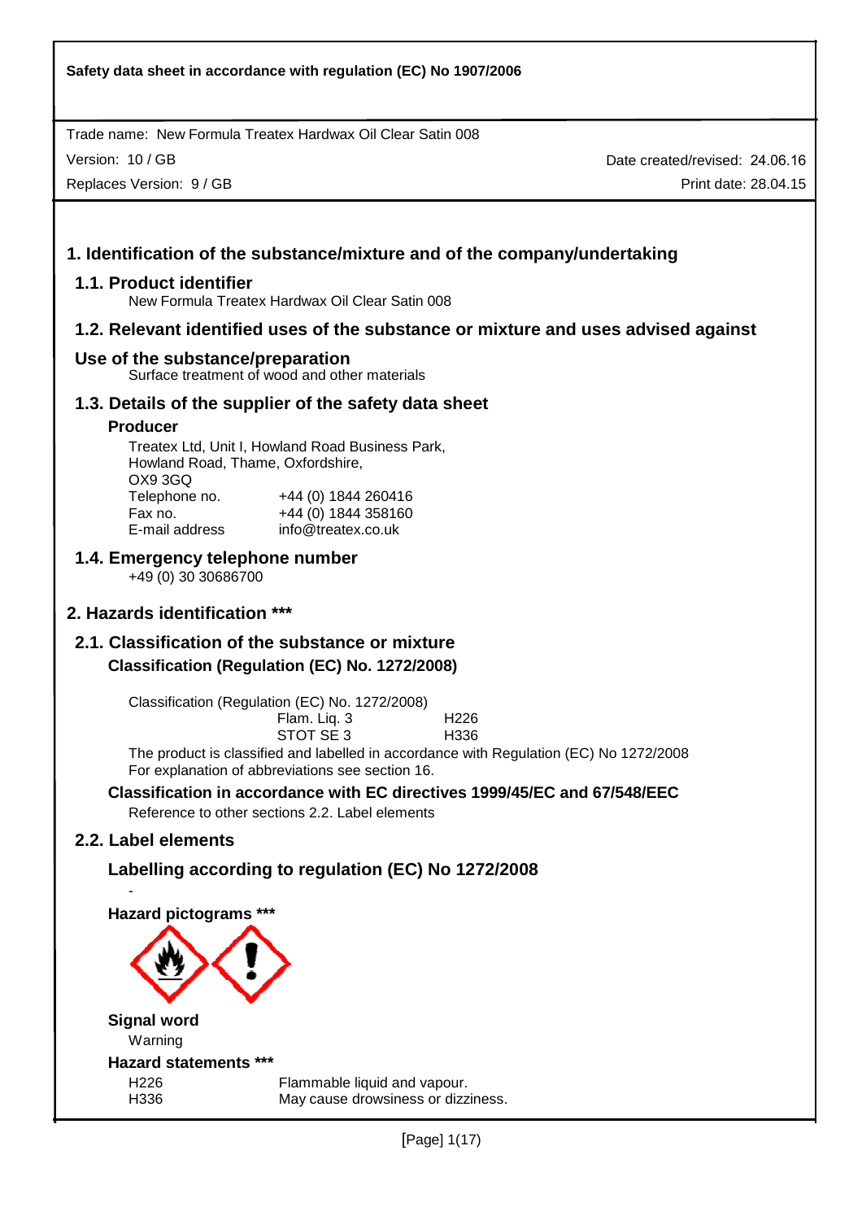**Safety data sheet in accordance with regulation (EC) No 1907/2006**

Trade name: New Formula Treatex Hardwax Oil Clear Satin 008

Version: 10 / GB | Date created/revised: 24.06.16

Replaces Version: 9 / GB | Print date: 28.04.15

# 1. Identification of the substance/mixture and of the company/undertaking

## 1.1. Product identifier

New Formula Treatex Hardwax Oil Clear Satin 008

## 1.2. Relevant identified uses of the substance or mixture and uses advised against

## Use of the substance/preparation

Surface treatment of wood and other materials

## 1.3. Details of the supplier of the safety data sheet

### Producer

Treatex Ltd, Unit I, Howland Road Business Park,
Howland Road, Thame, Oxfordshire,
OX9 3GQ

| | |
|---|---|
| Telephone no. | +44 (0) 1844 260416 |
| Fax no. | +44 (0) 1844 358160 |
| E-mail address | info@treatex.co.uk |

## 1.4. Emergency telephone number

+49 (0) 30 30686700

# 2. Hazards identification ***

## 2.1. Classification of the substance or mixture

### Classification (Regulation (EC) No. 1272/2008)

Classification (Regulation (EC) No. 1272/2008)

| | |
|---|---|
| Flam. Liq. 3 | H226 |
| STOT SE 3 | H336 |

The product is classified and labelled in accordance with Regulation (EC) No 1272/2008
For explanation of abbreviations see section 16.

### Classification in accordance with EC directives 1999/45/EC and 67/548/EEC

Reference to other sections 2.2. Label elements

## 2.2. Label elements

### Labelling according to regulation (EC) No 1272/2008

-

**Hazard pictograms *****

**Signal word**

Warning

**Hazard statements *****

| | |
|---|---|
| H226 | Flammable liquid and vapour. |
| H336 | May cause drowsiness or dizziness. |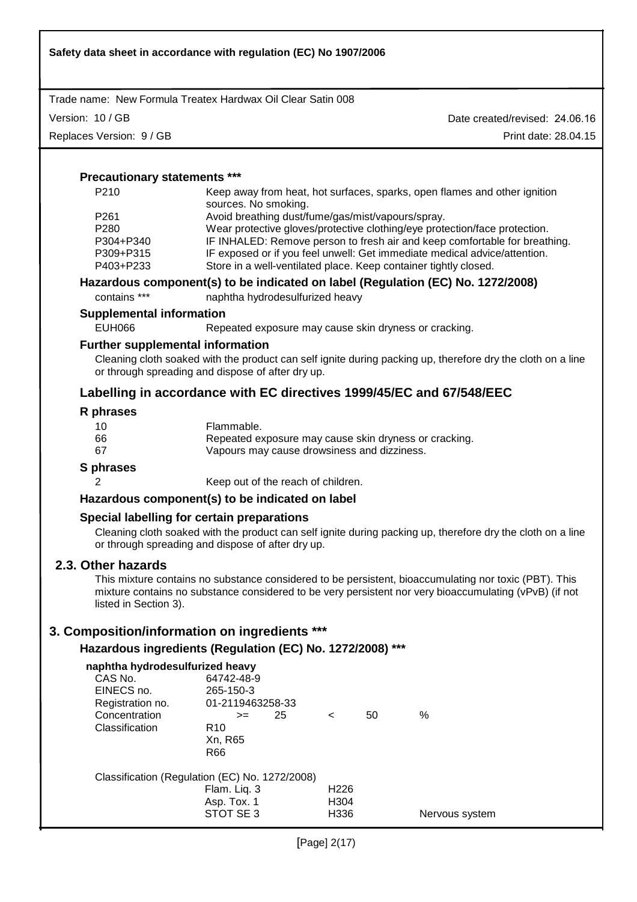#### Precautionary statements ***

| | |
|---|---|
| P210 | Keep away from heat, hot surfaces, sparks, open flames and other ignition sources. No smoking. |
| P261 | Avoid breathing dust/fume/gas/mist/vapours/spray. |
| P280 | Wear protective gloves/protective clothing/eye protection/face protection. |
| P304+P340 | IF INHALED: Remove person to fresh air and keep comfortable for breathing. |
| P309+P315 | IF exposed or if you feel unwell: Get immediate medical advice/attention. |
| P403+P233 | Store in a well-ventilated place. Keep container tightly closed. |

#### Hazardous component(s) to be indicated on label (Regulation (EC) No. 1272/2008)

contains *** naphtha hydrodesulfurized heavy

#### Supplemental information

EUH066 Repeated exposure may cause skin dryness or cracking.

#### Further supplemental information

Cleaning cloth soaked with the product can self ignite during packing up, therefore dry the cloth on a line or through spreading and dispose of after dry up.

### Labelling in accordance with EC directives 1999/45/EC and 67/548/EEC

#### R phrases

| | |
|---|---|
| 10 | Flammable. |
| 66 | Repeated exposure may cause skin dryness or cracking. |
| 67 | Vapours may cause drowsiness and dizziness. |

#### S phrases

2 Keep out of the reach of children.

#### Hazardous component(s) to be indicated on label

#### Special labelling for certain preparations

Cleaning cloth soaked with the product can self ignite during packing up, therefore dry the cloth on a line or through spreading and dispose of after dry up.

## 2.3. Other hazards

This mixture contains no substance considered to be persistent, bioaccumulating nor toxic (PBT). This mixture contains no substance considered to be very persistent nor very bioaccumulating (vPvB) (if not listed in Section 3).

## 3. Composition/information on ingredients ***

### Hazardous ingredients (Regulation (EC) No. 1272/2008) ***

**naphtha hydrodesulfurized heavy**

| | |
|---|---|
| CAS No. | 64742-48-9 |
| EINECS no. | 265-150-3 |
| Registration no. | 01-2119463258-33 |
| Concentration | >= 25 < 50 % |
| Classification | R10<br>Xn, R65<br>R66 |

Classification (Regulation (EC) No. 1272/2008)

| | | |
|---|---|---|
| Flam. Liq. 3 | H226 | |
| Asp. Tox. 1 | H304 | |
| STOT SE 3 | H336 | Nervous system |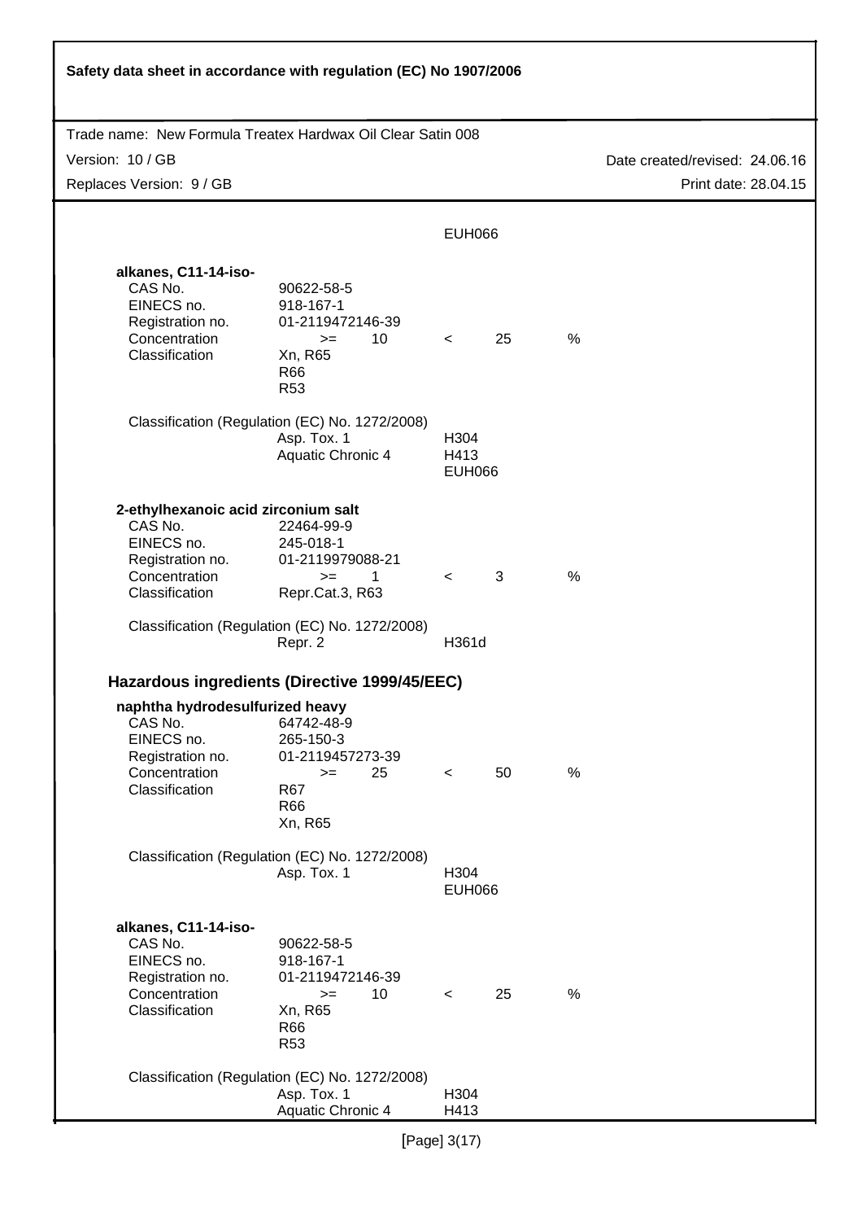EUH066

**alkanes, C11-14-iso-**

| | | | | |
|---|---|---|---|---|
| CAS No. | 90622-58-5 | | | |
| EINECS no. | 918-167-1 | | | |
| Registration no. | 01-2119472146-39 | | | |
| Concentration | >= 10 | < | 25 | % |
| Classification | Xn, R65<br>R66<br>R53 | | | |

Classification (Regulation (EC) No. 1272/2008)

| | |
|---|---|
| Asp. Tox. 1 | H304 |
| Aquatic Chronic 4 | H413<br>EUH066 |

**2-ethylhexanoic acid zirconium salt**

| | | | | |
|---|---|---|---|---|
| CAS No. | 22464-99-9 | | | |
| EINECS no. | 245-018-1 | | | |
| Registration no. | 01-2119979088-21 | | | |
| Concentration | >= 1 | < | 3 | % |
| Classification | Repr.Cat.3, R63 | | | |

Classification (Regulation (EC) No. 1272/2008)

| | |
|---|---|
| Repr. 2 | H361d |

## Hazardous ingredients (Directive 1999/45/EEC)

**naphtha hydrodesulfurized heavy**

| | | | | |
|---|---|---|---|---|
| CAS No. | 64742-48-9 | | | |
| EINECS no. | 265-150-3 | | | |
| Registration no. | 01-2119457273-39 | | | |
| Concentration | >= 25 | < | 50 | % |
| Classification | R67<br>R66<br>Xn, R65 | | | |

Classification (Regulation (EC) No. 1272/2008)

| | |
|---|---|
| Asp. Tox. 1 | H304<br>EUH066 |

**alkanes, C11-14-iso-**

| | | | | |
|---|---|---|---|---|
| CAS No. | 90622-58-5 | | | |
| EINECS no. | 918-167-1 | | | |
| Registration no. | 01-2119472146-39 | | | |
| Concentration | >= 10 | < | 25 | % |
| Classification | Xn, R65<br>R66<br>R53 | | | |

Classification (Regulation (EC) No. 1272/2008)

| | |
|---|---|
| Asp. Tox. 1 | H304 |
| Aquatic Chronic 4 | H413 |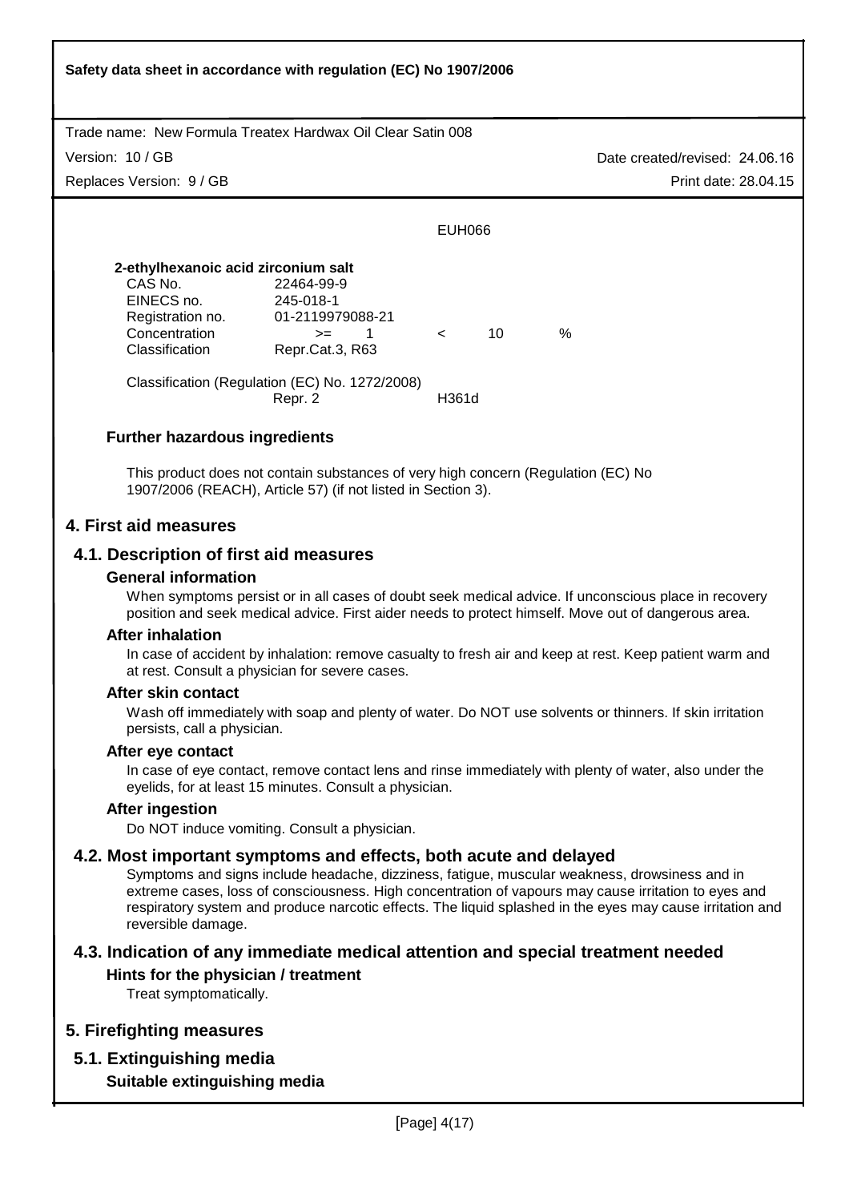EUH066

**2-ethylhexanoic acid zirconium salt**

| | | | | |
|---|---|---|---|---|
| CAS No. | 22464-99-9 | | | |
| EINECS no. | 245-018-1 | | | |
| Registration no. | 01-2119979088-21 | | | |
| Concentration | >= 1 | < | 10 | % |
| Classification | Repr.Cat.3, R63 | | | |

Classification (Regulation (EC) No. 1272/2008)

| | |
|---|---|
| Repr. 2 | H361d |

### Further hazardous ingredients

This product does not contain substances of very high concern (Regulation (EC) No 1907/2006 (REACH), Article 57) (if not listed in Section 3).

## 4. First aid measures

### 4.1. Description of first aid measures

#### General information

When symptoms persist or in all cases of doubt seek medical advice. If unconscious place in recovery position and seek medical advice. First aider needs to protect himself. Move out of dangerous area.

#### After inhalation

In case of accident by inhalation: remove casualty to fresh air and keep at rest. Keep patient warm and at rest. Consult a physician for severe cases.

#### After skin contact

Wash off immediately with soap and plenty of water. Do NOT use solvents or thinners. If skin irritation persists, call a physician.

#### After eye contact

In case of eye contact, remove contact lens and rinse immediately with plenty of water, also under the eyelids, for at least 15 minutes. Consult a physician.

#### After ingestion

Do NOT induce vomiting. Consult a physician.

### 4.2. Most important symptoms and effects, both acute and delayed

Symptoms and signs include headache, dizziness, fatigue, muscular weakness, drowsiness and in extreme cases, loss of consciousness. High concentration of vapours may cause irritation to eyes and respiratory system and produce narcotic effects. The liquid splashed in the eyes may cause irritation and reversible damage.

### 4.3. Indication of any immediate medical attention and special treatment needed

#### Hints for the physician / treatment

Treat symptomatically.

## 5. Firefighting measures

### 5.1. Extinguishing media

#### Suitable extinguishing media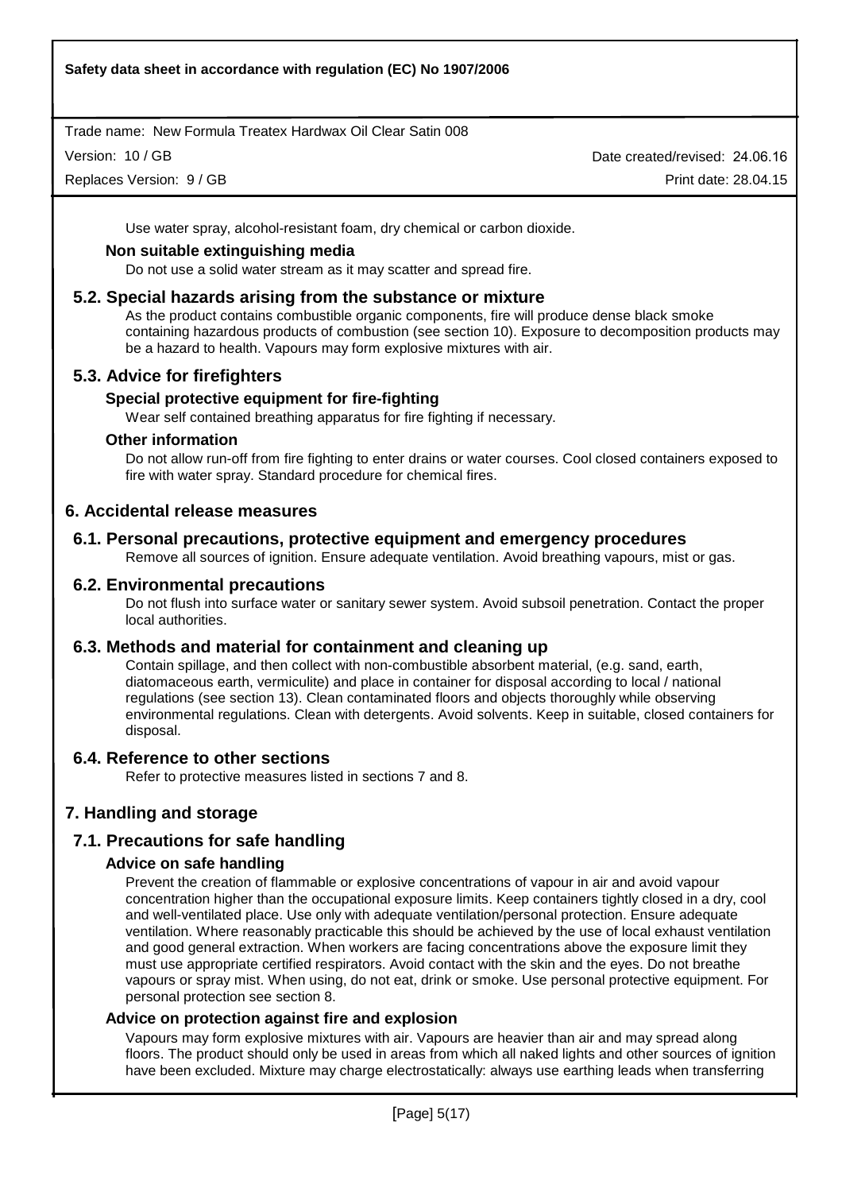Use water spray, alcohol-resistant foam, dry chemical or carbon dioxide.

### Non suitable extinguishing media

Do not use a solid water stream as it may scatter and spread fire.

## 5.2. Special hazards arising from the substance or mixture

As the product contains combustible organic components, fire will produce dense black smoke containing hazardous products of combustion (see section 10). Exposure to decomposition products may be a hazard to health. Vapours may form explosive mixtures with air.

## 5.3. Advice for firefighters

### Special protective equipment for fire-fighting

Wear self contained breathing apparatus for fire fighting if necessary.

### Other information

Do not allow run-off from fire fighting to enter drains or water courses. Cool closed containers exposed to fire with water spray. Standard procedure for chemical fires.

# 6. Accidental release measures

## 6.1. Personal precautions, protective equipment and emergency procedures

Remove all sources of ignition. Ensure adequate ventilation. Avoid breathing vapours, mist or gas.

## 6.2. Environmental precautions

Do not flush into surface water or sanitary sewer system. Avoid subsoil penetration. Contact the proper local authorities.

## 6.3. Methods and material for containment and cleaning up

Contain spillage, and then collect with non-combustible absorbent material, (e.g. sand, earth, diatomaceous earth, vermiculite) and place in container for disposal according to local / national regulations (see section 13). Clean contaminated floors and objects thoroughly while observing environmental regulations. Clean with detergents. Avoid solvents. Keep in suitable, closed containers for disposal.

## 6.4. Reference to other sections

Refer to protective measures listed in sections 7 and 8.

# 7. Handling and storage

## 7.1. Precautions for safe handling

### Advice on safe handling

Prevent the creation of flammable or explosive concentrations of vapour in air and avoid vapour concentration higher than the occupational exposure limits. Keep containers tightly closed in a dry, cool and well-ventilated place. Use only with adequate ventilation/personal protection. Ensure adequate ventilation. Where reasonably practicable this should be achieved by the use of local exhaust ventilation and good general extraction. When workers are facing concentrations above the exposure limit they must use appropriate certified respirators. Avoid contact with the skin and the eyes. Do not breathe vapours or spray mist. When using, do not eat, drink or smoke. Use personal protective equipment. For personal protection see section 8.

### Advice on protection against fire and explosion

Vapours may form explosive mixtures with air. Vapours are heavier than air and may spread along floors. The product should only be used in areas from which all naked lights and other sources of ignition have been excluded. Mixture may charge electrostatically: always use earthing leads when transferring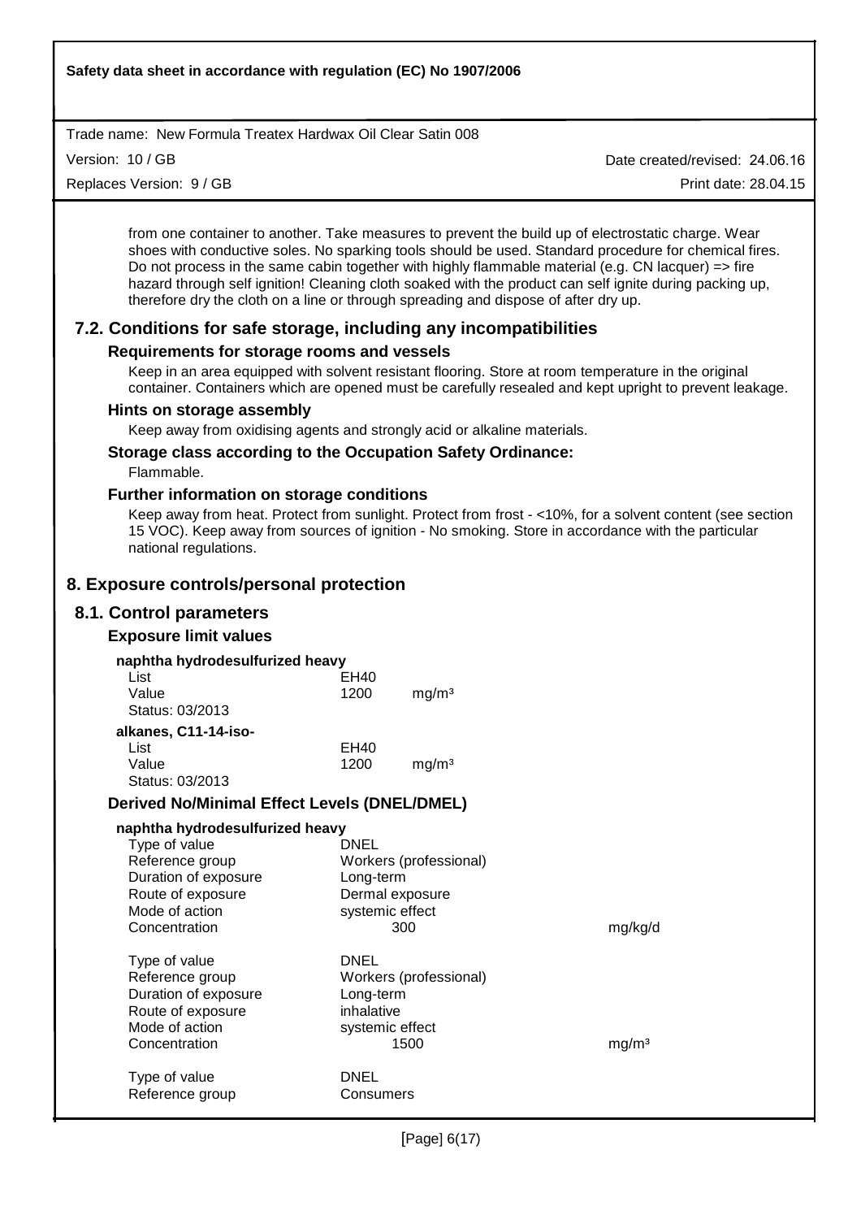from one container to another. Take measures to prevent the build up of electrostatic charge. Wear shoes with conductive soles. No sparking tools should be used. Standard procedure for chemical fires. Do not process in the same cabin together with highly flammable material (e.g. CN lacquer) => fire hazard through self ignition! Cleaning cloth soaked with the product can self ignite during packing up, therefore dry the cloth on a line or through spreading and dispose of after dry up.

## 7.2. Conditions for safe storage, including any incompatibilities

### Requirements for storage rooms and vessels

Keep in an area equipped with solvent resistant flooring. Store at room temperature in the original container. Containers which are opened must be carefully resealed and kept upright to prevent leakage.

### Hints on storage assembly

Keep away from oxidising agents and strongly acid or alkaline materials.

### Storage class according to the Occupation Safety Ordinance:

Flammable.

### Further information on storage conditions

Keep away from heat. Protect from sunlight. Protect from frost - <10%, for a solvent content (see section 15 VOC). Keep away from sources of ignition - No smoking. Store in accordance with the particular national regulations.

# 8. Exposure controls/personal protection

## 8.1. Control parameters

### Exposure limit values

**naphtha hydrodesulfurized heavy**

| | | |
|---|---|---|
| List | EH40 | |
| Value | 1200 | mg/m³ |
| Status: 03/2013 | | |

**alkanes, C11-14-iso-**

| | | |
|---|---|---|
| List | EH40 | |
| Value | 1200 | mg/m³ |
| Status: 03/2013 | | |

### Derived No/Minimal Effect Levels (DNEL/DMEL)

**naphtha hydrodesulfurized heavy**

| | | |
|---|---|---|
| Type of value | DNEL | |
| Reference group | Workers (professional) | |
| Duration of exposure | Long-term | |
| Route of exposure | Dermal exposure | |
| Mode of action | systemic effect | |
| Concentration | 300 | mg/kg/d |

| | | |
|---|---|---|
| Type of value | DNEL | |
| Reference group | Workers (professional) | |
| Duration of exposure | Long-term | |
| Route of exposure | inhalative | |
| Mode of action | systemic effect | |
| Concentration | 1500 | mg/m³ |

| | |
|---|---|
| Type of value | DNEL |
| Reference group | Consumers |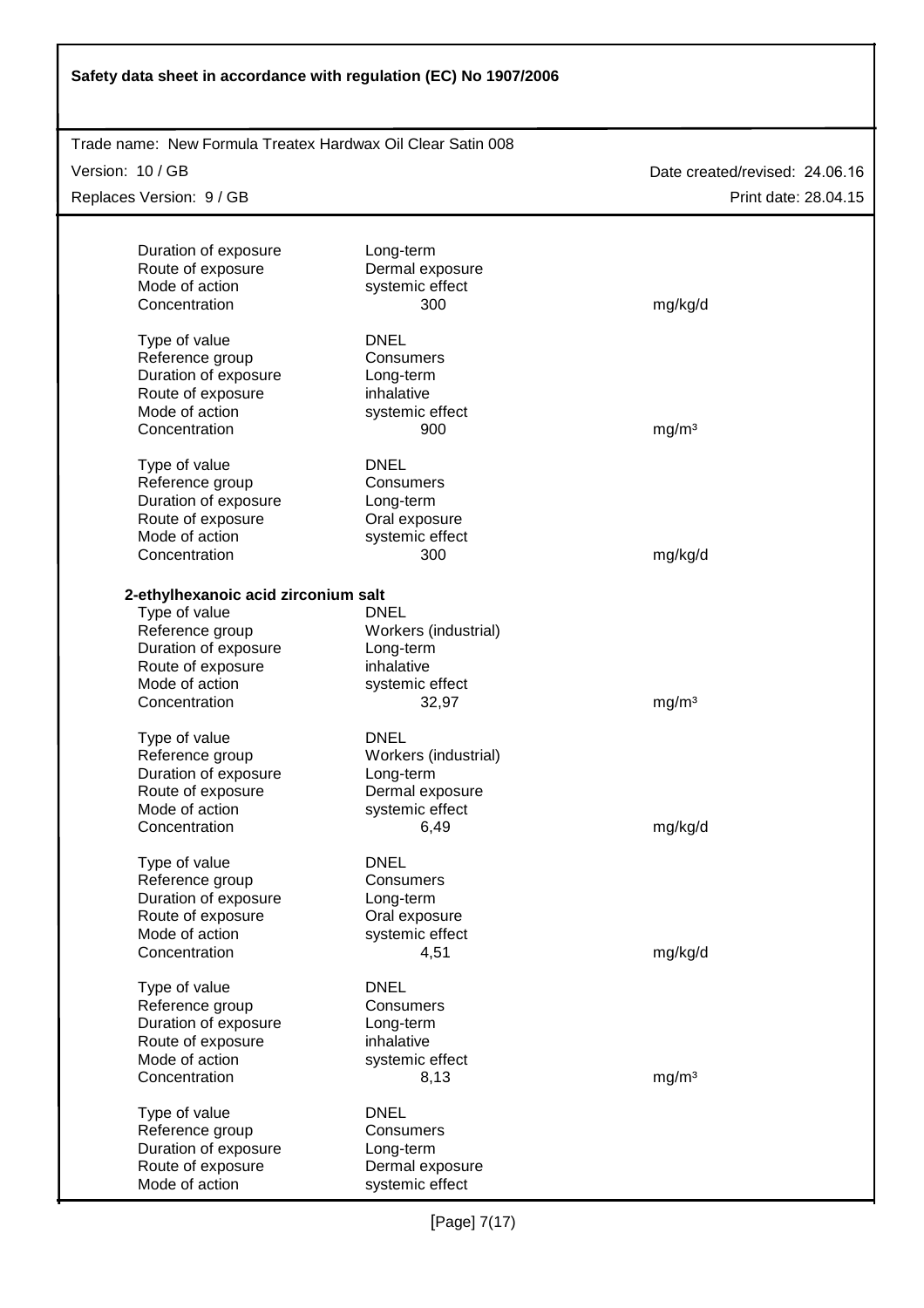| | | |
|---|---|---|
| Duration of exposure | Long-term | |
| Route of exposure | Dermal exposure | |
| Mode of action | systemic effect | |
| Concentration | 300 | mg/kg/d |
| | | |
| Type of value | DNEL | |
| Reference group | Consumers | |
| Duration of exposure | Long-term | |
| Route of exposure | inhalative | |
| Mode of action | systemic effect | |
| Concentration | 900 | mg/m³ |
| | | |
| Type of value | DNEL | |
| Reference group | Consumers | |
| Duration of exposure | Long-term | |
| Route of exposure | Oral exposure | |
| Mode of action | systemic effect | |
| Concentration | 300 | mg/kg/d |

**2-ethylhexanoic acid zirconium salt**

| | | |
|---|---|---|
| Type of value | DNEL | |
| Reference group | Workers (industrial) | |
| Duration of exposure | Long-term | |
| Route of exposure | inhalative | |
| Mode of action | systemic effect | |
| Concentration | 32,97 | mg/m³ |
| | | |
| Type of value | DNEL | |
| Reference group | Workers (industrial) | |
| Duration of exposure | Long-term | |
| Route of exposure | Dermal exposure | |
| Mode of action | systemic effect | |
| Concentration | 6,49 | mg/kg/d |
| | | |
| Type of value | DNEL | |
| Reference group | Consumers | |
| Duration of exposure | Long-term | |
| Route of exposure | Oral exposure | |
| Mode of action | systemic effect | |
| Concentration | 4,51 | mg/kg/d |
| | | |
| Type of value | DNEL | |
| Reference group | Consumers | |
| Duration of exposure | Long-term | |
| Route of exposure | inhalative | |
| Mode of action | systemic effect | |
| Concentration | 8,13 | mg/m³ |
| | | |
| Type of value | DNEL | |
| Reference group | Consumers | |
| Duration of exposure | Long-term | |
| Route of exposure | Dermal exposure | |
| Mode of action | systemic effect | |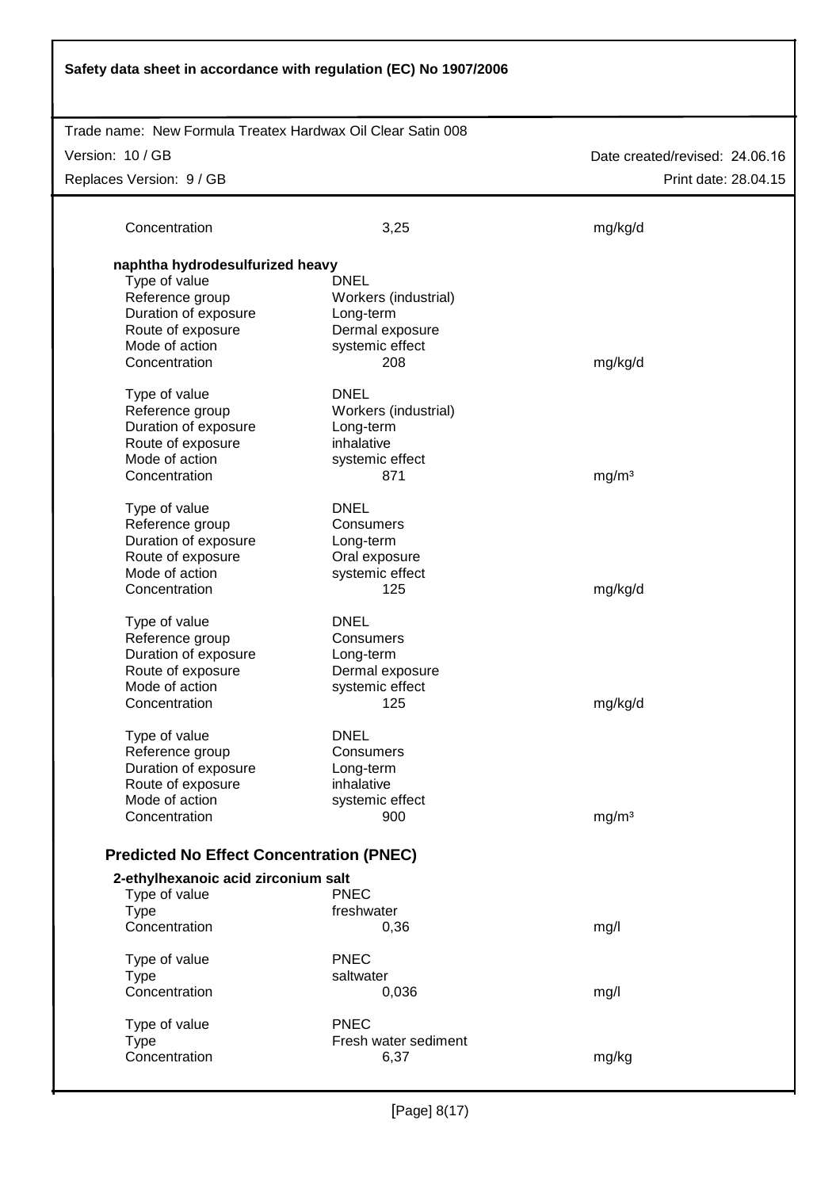| | | |
|---|---|---|
| Concentration | 3,25 | mg/kg/d |

**naphtha hydrodesulfurized heavy**

| | | |
|---|---|---|
| Type of value | DNEL | |
| Reference group | Workers (industrial) | |
| Duration of exposure | Long-term | |
| Route of exposure | Dermal exposure | |
| Mode of action | systemic effect | |
| Concentration | 208 | mg/kg/d |

| | | |
|---|---|---|
| Type of value | DNEL | |
| Reference group | Workers (industrial) | |
| Duration of exposure | Long-term | |
| Route of exposure | inhalative | |
| Mode of action | systemic effect | |
| Concentration | 871 | mg/m³ |

| | | |
|---|---|---|
| Type of value | DNEL | |
| Reference group | Consumers | |
| Duration of exposure | Long-term | |
| Route of exposure | Oral exposure | |
| Mode of action | systemic effect | |
| Concentration | 125 | mg/kg/d |

| | | |
|---|---|---|
| Type of value | DNEL | |
| Reference group | Consumers | |
| Duration of exposure | Long-term | |
| Route of exposure | Dermal exposure | |
| Mode of action | systemic effect | |
| Concentration | 125 | mg/kg/d |

| | | |
|---|---|---|
| Type of value | DNEL | |
| Reference group | Consumers | |
| Duration of exposure | Long-term | |
| Route of exposure | inhalative | |
| Mode of action | systemic effect | |
| Concentration | 900 | mg/m³ |

### Predicted No Effect Concentration (PNEC)

**2-ethylhexanoic acid zirconium salt**

| | | |
|---|---|---|
| Type of value | PNEC | |
| Type | freshwater | |
| Concentration | 0,36 | mg/l |

| | | |
|---|---|---|
| Type of value | PNEC | |
| Type | saltwater | |
| Concentration | 0,036 | mg/l |

| | | |
|---|---|---|
| Type of value | PNEC | |
| Type | Fresh water sediment | |
| Concentration | 6,37 | mg/kg |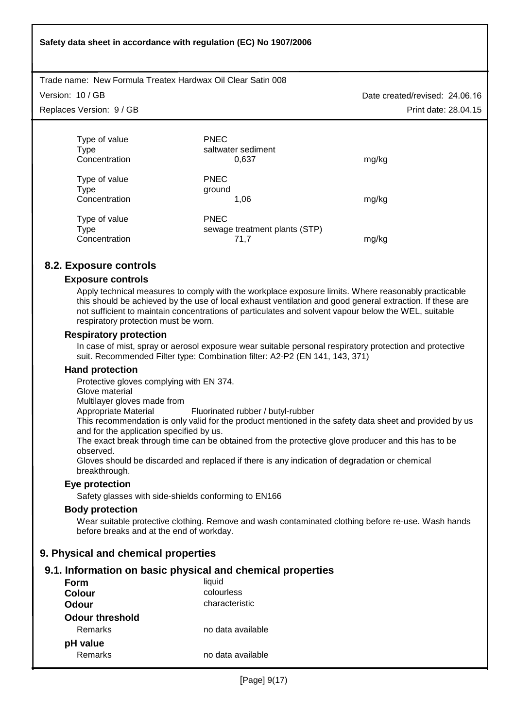| | | |
|---|---|---|
| Type of value | PNEC | |
| Type | saltwater sediment | |
| Concentration | 0,637 | mg/kg |

| | | |
|---|---|---|
| Type of value | PNEC | |
| Type | ground | |
| Concentration | 1,06 | mg/kg |

| | | |
|---|---|---|
| Type of value | PNEC | |
| Type | sewage treatment plants (STP) | |
| Concentration | 71,7 | mg/kg |

## 8.2. Exposure controls

### Exposure controls

Apply technical measures to comply with the workplace exposure limits. Where reasonably practicable this should be achieved by the use of local exhaust ventilation and good general extraction. If these are not sufficient to maintain concentrations of particulates and solvent vapour below the WEL, suitable respiratory protection must be worn.

### Respiratory protection

In case of mist, spray or aerosol exposure wear suitable personal respiratory protection and protective suit. Recommended Filter type: Combination filter: A2-P2 (EN 141, 143, 371)

### Hand protection

Protective gloves complying with EN 374.
Glove material
Multilayer gloves made from
Appropriate Material    Fluorinated rubber / butyl-rubber
This recommendation is only valid for the product mentioned in the safety data sheet and provided by us and for the application specified by us.
The exact break through time can be obtained from the protective glove producer and this has to be observed.
Gloves should be discarded and replaced if there is any indication of degradation or chemical breakthrough.

### Eye protection

Safety glasses with side-shields conforming to EN166

### Body protection

Wear suitable protective clothing. Remove and wash contaminated clothing before re-use. Wash hands before breaks and at the end of workday.

# 9. Physical and chemical properties

## 9.1. Information on basic physical and chemical properties

| | |
|---|---|
| **Form** | liquid |
| **Colour** | colourless |
| **Odour** | characteristic |
| **Odour threshold** | |
| Remarks | no data available |
| **pH value** | |
| Remarks | no data available |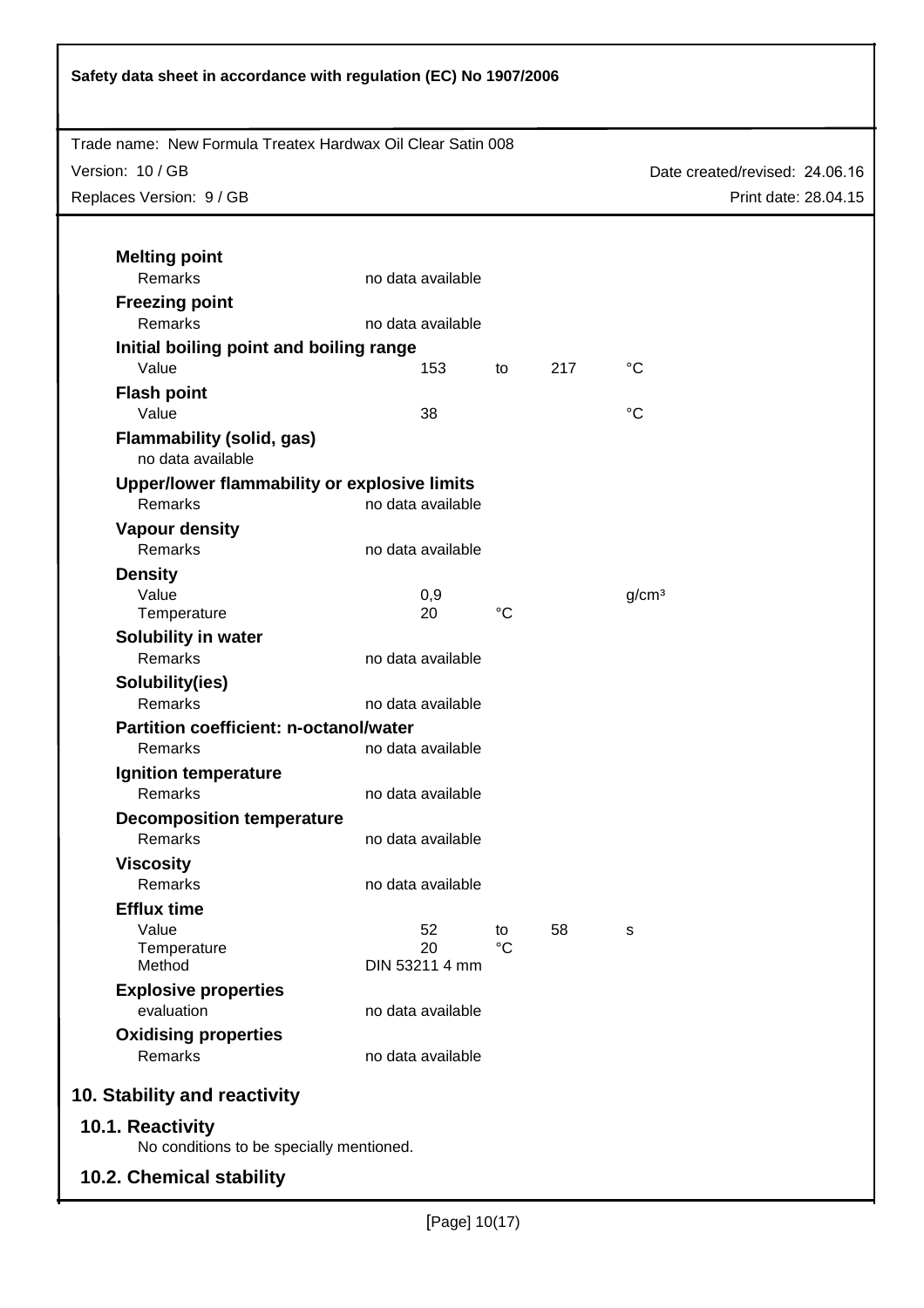**Melting point**

| | | | | |
|---|---|---|---|---|
| Remarks | no data available | | | |

**Freezing point**

| | | | | |
|---|---|---|---|---|
| Remarks | no data available | | | |

**Initial boiling point and boiling range**

| | | | | |
|---|---|---|---|---|
| Value | 153 | to | 217 | °C |

**Flash point**

| | | | | |
|---|---|---|---|---|
| Value | 38 | | | °C |

**Flammability (solid, gas)**

no data available

**Upper/lower flammability or explosive limits**

| | | | | |
|---|---|---|---|---|
| Remarks | no data available | | | |

**Vapour density**

| | | | | |
|---|---|---|---|---|
| Remarks | no data available | | | |

**Density**

| | | | | |
|---|---|---|---|---|
| Value | 0,9 | | | g/cm³ |
| Temperature | 20 | °C | | |

**Solubility in water**

| | | | | |
|---|---|---|---|---|
| Remarks | no data available | | | |

**Solubility(ies)**

| | | | | |
|---|---|---|---|---|
| Remarks | no data available | | | |

**Partition coefficient: n-octanol/water**

| | | | | |
|---|---|---|---|---|
| Remarks | no data available | | | |

**Ignition temperature**

| | | | | |
|---|---|---|---|---|
| Remarks | no data available | | | |

**Decomposition temperature**

| | | | | |
|---|---|---|---|---|
| Remarks | no data available | | | |

**Viscosity**

| | | | | |
|---|---|---|---|---|
| Remarks | no data available | | | |

**Efflux time**

| | | | | |
|---|---|---|---|---|
| Value | 52 | to | 58 | s |
| Temperature | 20 | °C | | |
| Method | DIN 53211 4 mm | | | |

**Explosive properties**

| | | | | |
|---|---|---|---|---|
| evaluation | no data available | | | |

**Oxidising properties**

| | | | | |
|---|---|---|---|---|
| Remarks | no data available | | | |

## 10. Stability and reactivity

### 10.1. Reactivity

No conditions to be specially mentioned.

### 10.2. Chemical stability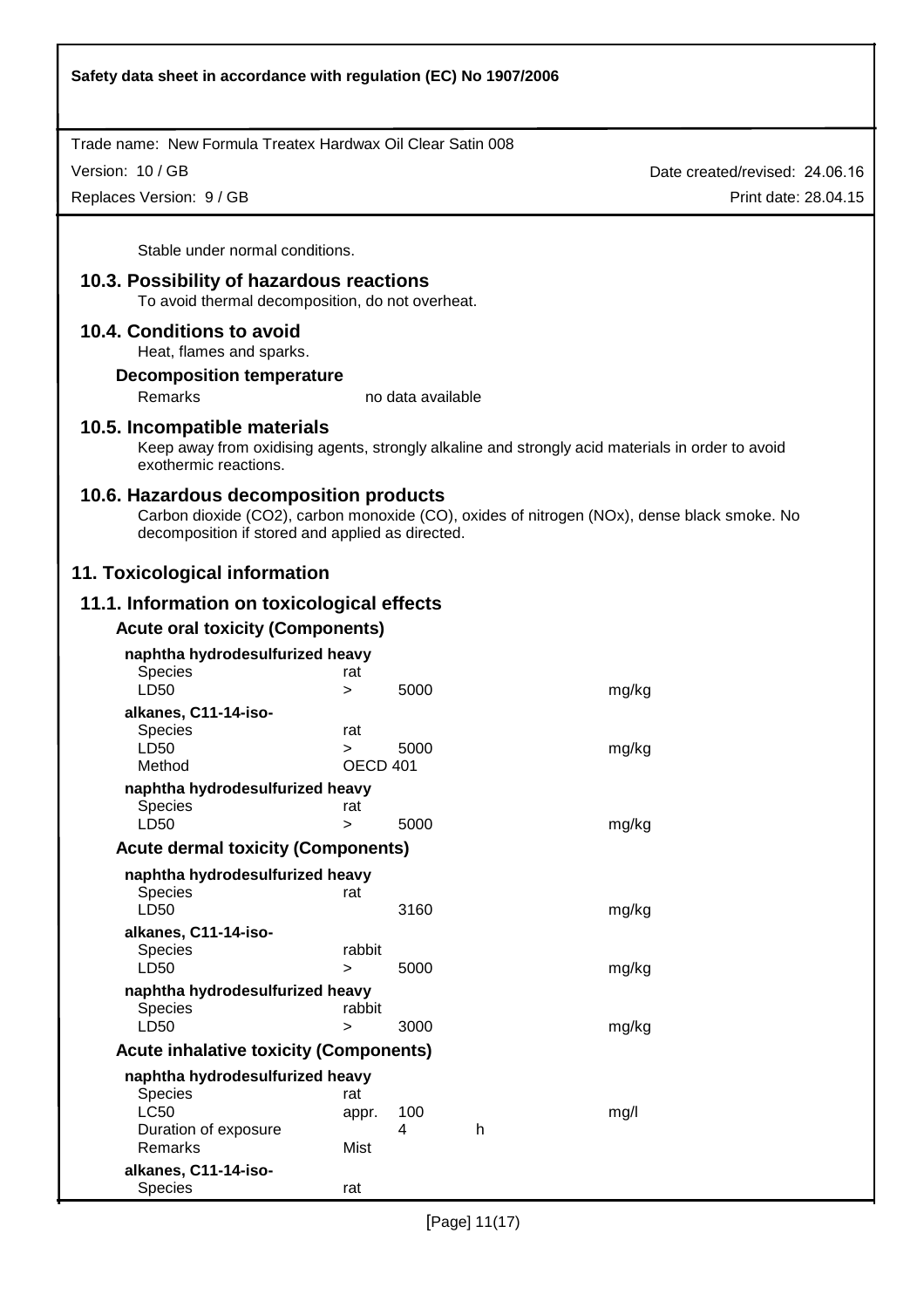Stable under normal conditions.

## 10.3. Possibility of hazardous reactions

To avoid thermal decomposition, do not overheat.

## 10.4. Conditions to avoid

Heat, flames and sparks.

### Decomposition temperature

| | |
|---|---|
| Remarks | no data available |

## 10.5. Incompatible materials

Keep away from oxidising agents, strongly alkaline and strongly acid materials in order to avoid exothermic reactions.

## 10.6. Hazardous decomposition products

Carbon dioxide ($CO_2$), carbon monoxide (CO), oxides of nitrogen (NOx), dense black smoke. No decomposition if stored and applied as directed.

# 11. Toxicological information

## 11.1. Information on toxicological effects

### Acute oral toxicity (Components)

**naphtha hydrodesulfurized heavy**

| | | | | |
|---|---|---|---|---|
| Species | rat | | | |
| LD50 | > | 5000 | | mg/kg |

**alkanes, C11-14-iso-**

| | | | | |
|---|---|---|---|---|
| Species | rat | | | |
| LD50 | > | 5000 | | mg/kg |
| Method | OECD 401 | | | |

**naphtha hydrodesulfurized heavy**

| | | | | |
|---|---|---|---|---|
| Species | rat | | | |
| LD50 | > | 5000 | | mg/kg |

### Acute dermal toxicity (Components)

**naphtha hydrodesulfurized heavy**

| | | | | |
|---|---|---|---|---|
| Species | rat | | | |
| LD50 | | 3160 | | mg/kg |

**alkanes, C11-14-iso-**

| | | | | |
|---|---|---|---|---|
| Species | rabbit | | | |
| LD50 | > | 5000 | | mg/kg |

**naphtha hydrodesulfurized heavy**

| | | | | |
|---|---|---|---|---|
| Species | rabbit | | | |
| LD50 | > | 3000 | | mg/kg |

### Acute inhalative toxicity (Components)

**naphtha hydrodesulfurized heavy**

| | | | | |
|---|---|---|---|---|
| Species | rat | | | |
| LC50 | appr. | 100 | | mg/l |
| Duration of exposure | | 4 | h | |
| Remarks | Mist | | | |

**alkanes, C11-14-iso-**

| | |
|---|---|
| Species | rat |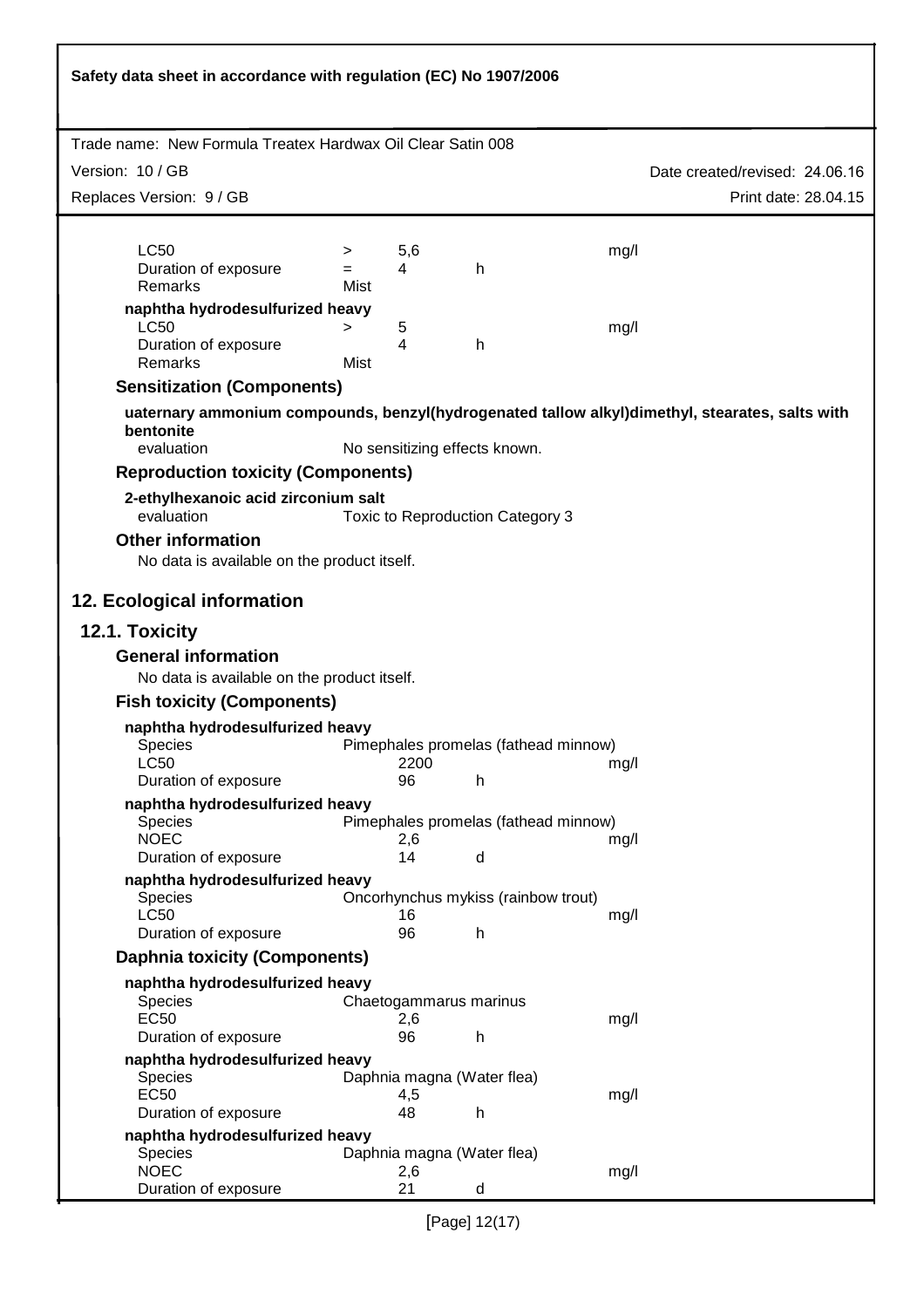| | | | | |
|---|---|---|---|---|
| LC50 | > | 5,6 | | mg/l |
| Duration of exposure | = | 4 | h | |
| Remarks | Mist | | | |

**naphtha hydrodesulfurized heavy**

| | | | | |
|---|---|---|---|---|
| LC50 | > | 5 | | mg/l |
| Duration of exposure | | 4 | h | |
| Remarks | Mist | | | |

### Sensitization (Components)

**uaternary ammonium compounds, benzyl(hydrogenated tallow alkyl)dimethyl, stearates, salts with bentonite**

evaluation — No sensitizing effects known.

### Reproduction toxicity (Components)

**2-ethylhexanoic acid zirconium salt**

evaluation — Toxic to Reproduction Category 3

### Other information

No data is available on the product itself.

## 12. Ecological information

## 12.1. Toxicity

### General information

No data is available on the product itself.

### Fish toxicity (Components)

**naphtha hydrodesulfurized heavy**

| | | | |
|---|---|---|---|
| Species | Pimephales promelas (fathead minnow) | | |
| LC50 | 2200 | | mg/l |
| Duration of exposure | 96 | h | |

**naphtha hydrodesulfurized heavy**

| | | | |
|---|---|---|---|
| Species | Pimephales promelas (fathead minnow) | | |
| NOEC | 2,6 | | mg/l |
| Duration of exposure | 14 | d | |

**naphtha hydrodesulfurized heavy**

| | | | |
|---|---|---|---|
| Species | Oncorhynchus mykiss (rainbow trout) | | |
| LC50 | 16 | | mg/l |
| Duration of exposure | 96 | h | |

### Daphnia toxicity (Components)

**naphtha hydrodesulfurized heavy**

| | | | |
|---|---|---|---|
| Species | Chaetogammarus marinus | | |
| EC50 | 2,6 | | mg/l |
| Duration of exposure | 96 | h | |

**naphtha hydrodesulfurized heavy**

| | | | |
|---|---|---|---|
| Species | Daphnia magna (Water flea) | | |
| EC50 | 4,5 | | mg/l |
| Duration of exposure | 48 | h | |

**naphtha hydrodesulfurized heavy**

| | | | |
|---|---|---|---|
| Species | Daphnia magna (Water flea) | | |
| NOEC | 2,6 | | mg/l |
| Duration of exposure | 21 | d | |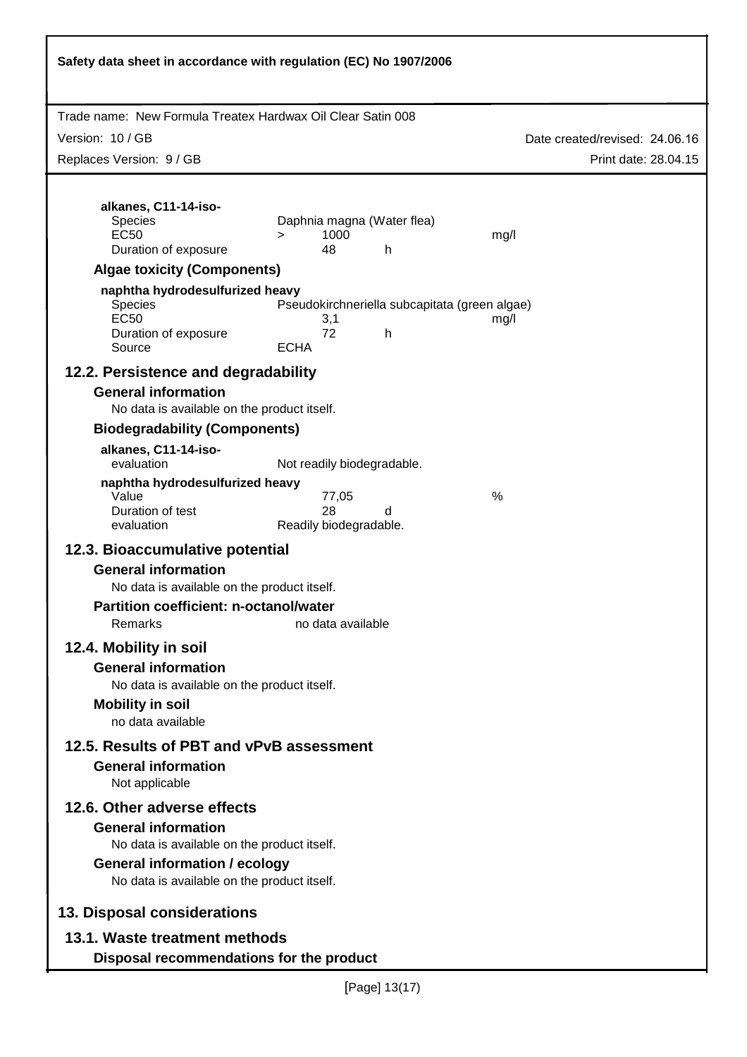**alkanes, C11-14-iso-**

| | | | | |
|---|---|---|---|---|
| Species | Daphnia magna (Water flea) | | | |
| EC50 | > | 1000 | | mg/l |
| Duration of exposure | | 48 | h | |

### Algae toxicity (Components)

**naphtha hydrodesulfurized heavy**

| | | | |
|---|---|---|---|
| Species | Pseudokirchneriella subcapitata (green algae) | | |
| EC50 | 3,1 | | mg/l |
| Duration of exposure | 72 | h | |
| Source | ECHA | | |

## 12.2. Persistence and degradability

### General information

No data is available on the product itself.

### Biodegradability (Components)

**alkanes, C11-14-iso-**

| | |
|---|---|
| evaluation | Not readily biodegradable. |

**naphtha hydrodesulfurized heavy**

| | | | |
|---|---|---|---|
| Value | 77,05 | | % |
| Duration of test | 28 | d | |
| evaluation | Readily biodegradable. | | |

## 12.3. Bioaccumulative potential

### General information

No data is available on the product itself.

### Partition coefficient: n-octanol/water

| | |
|---|---|
| Remarks | no data available |

## 12.4. Mobility in soil

### General information

No data is available on the product itself.

### Mobility in soil

no data available

## 12.5. Results of PBT and vPvB assessment

### General information

Not applicable

## 12.6. Other adverse effects

### General information

No data is available on the product itself.

### General information / ecology

No data is available on the product itself.

# 13. Disposal considerations

## 13.1. Waste treatment methods

### Disposal recommendations for the product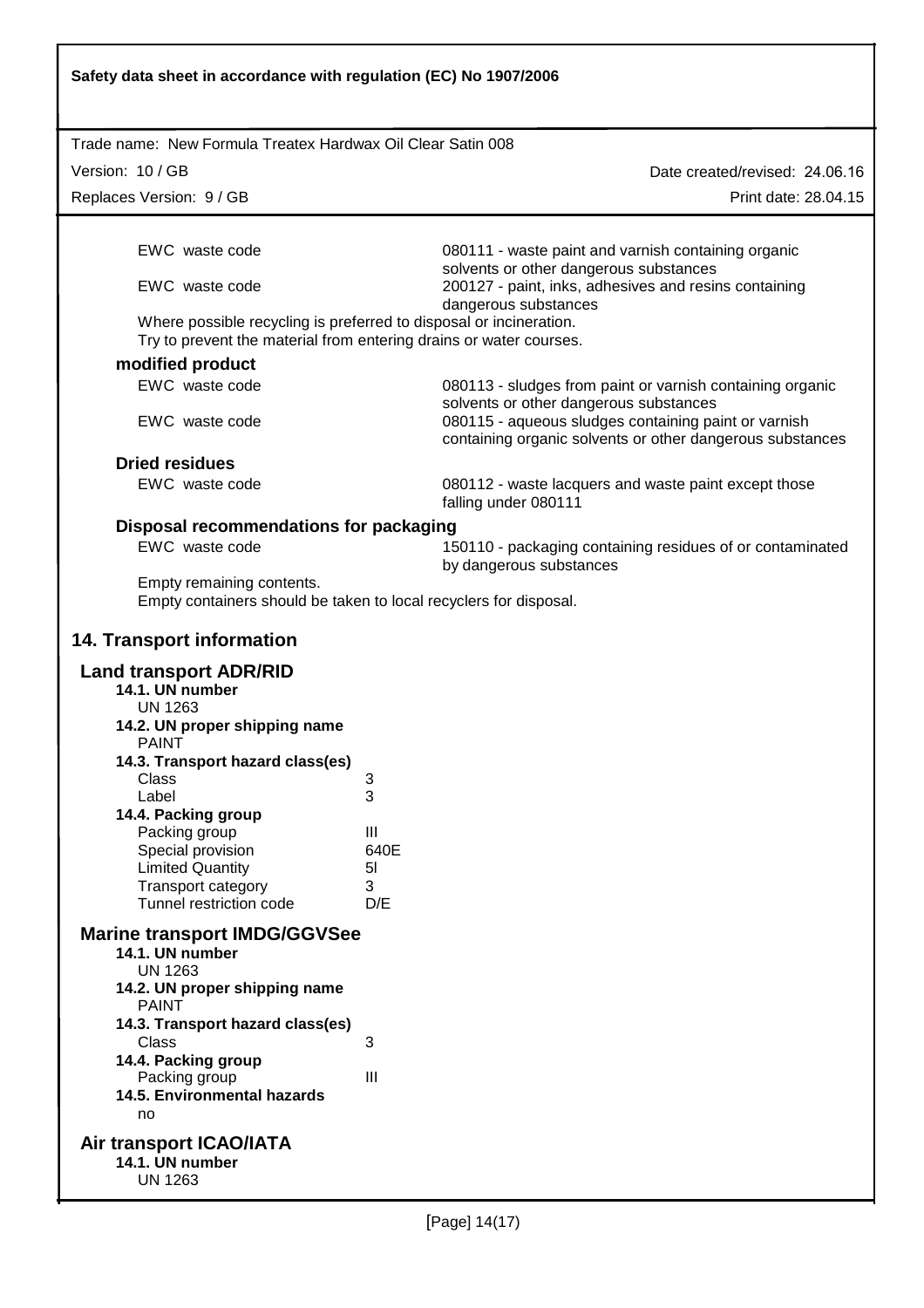| | |
|---|---|
| EWC waste code | 080111 - waste paint and varnish containing organic solvents or other dangerous substances |
| EWC waste code | 200127 - paint, inks, adhesives and resins containing dangerous substances |

Where possible recycling is preferred to disposal or incineration.
Try to prevent the material from entering drains or water courses.

### modified product

| | |
|---|---|
| EWC waste code | 080113 - sludges from paint or varnish containing organic solvents or other dangerous substances |
| EWC waste code | 080115 - aqueous sludges containing paint or varnish containing organic solvents or other dangerous substances |

### Dried residues

| | |
|---|---|
| EWC waste code | 080112 - waste lacquers and waste paint except those falling under 080111 |

### Disposal recommendations for packaging

| | |
|---|---|
| EWC waste code | 150110 - packaging containing residues of or contaminated by dangerous substances |

Empty remaining contents.
Empty containers should be taken to local recyclers for disposal.

## 14. Transport information

### Land transport ADR/RID

**14.1. UN number**
UN 1263

**14.2. UN proper shipping name**
PAINT

**14.3. Transport hazard class(es)**

| | |
|---|---|
| Class | 3 |
| Label | 3 |

**14.4. Packing group**

| | |
|---|---|
| Packing group | III |
| Special provision | 640E |
| Limited Quantity | 5l |
| Transport category | 3 |
| Tunnel restriction code | D/E |

### Marine transport IMDG/GGVSee

**14.1. UN number**
UN 1263

**14.2. UN proper shipping name**
PAINT

**14.3. Transport hazard class(es)**

| | |
|---|---|
| Class | 3 |

**14.4. Packing group**

| | |
|---|---|
| Packing group | III |

**14.5. Environmental hazards**
no

### Air transport ICAO/IATA

**14.1. UN number**
UN 1263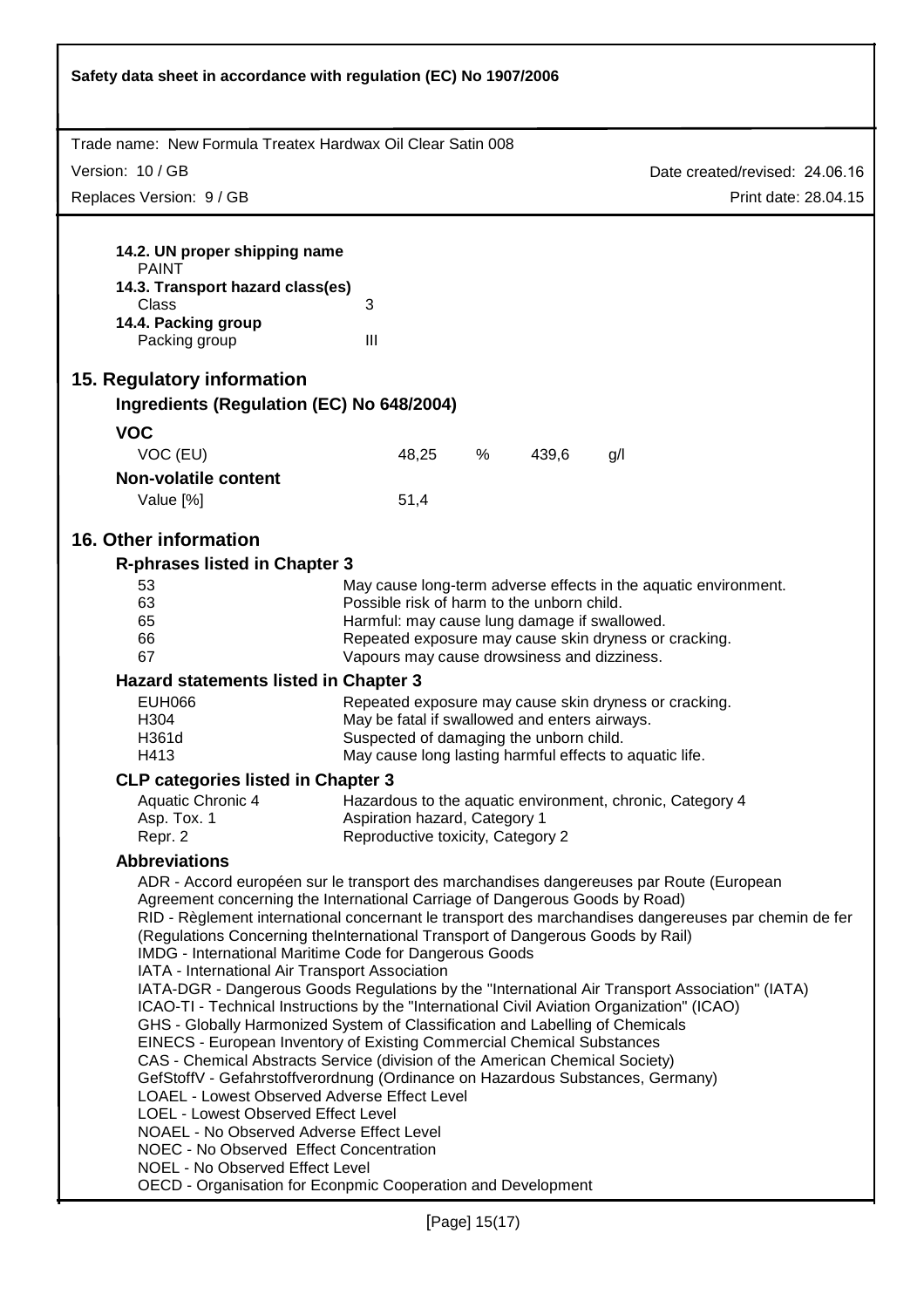**14.2. UN proper shipping name**

PAINT

**14.3. Transport hazard class(es)**

| | |
|---|---|
| Class | 3 |

**14.4. Packing group**

| | |
|---|---|
| Packing group | III |

## 15. Regulatory information

### Ingredients (Regulation (EC) No 648/2004)

### VOC

| | | | | |
|---|---|---|---|---|
| VOC (EU) | 48,25 | % | 439,6 | g/l |

### Non-volatile content

| | |
|---|---|
| Value [%] | 51,4 |

## 16. Other information

### R-phrases listed in Chapter 3

| | |
|---|---|
| 53 | May cause long-term adverse effects in the aquatic environment. |
| 63 | Possible risk of harm to the unborn child. |
| 65 | Harmful: may cause lung damage if swallowed. |
| 66 | Repeated exposure may cause skin dryness or cracking. |
| 67 | Vapours may cause drowsiness and dizziness. |

### Hazard statements listed in Chapter 3

| | |
|---|---|
| EUH066 | Repeated exposure may cause skin dryness or cracking. |
| H304 | May be fatal if swallowed and enters airways. |
| H361d | Suspected of damaging the unborn child. |
| H413 | May cause long lasting harmful effects to aquatic life. |

### CLP categories listed in Chapter 3

| | |
|---|---|
| Aquatic Chronic 4 | Hazardous to the aquatic environment, chronic, Category 4 |
| Asp. Tox. 1 | Aspiration hazard, Category 1 |
| Repr. 2 | Reproductive toxicity, Category 2 |

### Abbreviations

ADR - Accord européen sur le transport des marchandises dangereuses par Route (European Agreement concerning the International Carriage of Dangerous Goods by Road)
RID - Règlement international concernant le transport des marchandises dangereuses par chemin de fer (Regulations Concerning theInternational Transport of Dangerous Goods by Rail)
IMDG - International Maritime Code for Dangerous Goods
IATA - International Air Transport Association
IATA-DGR - Dangerous Goods Regulations by the "International Air Transport Association" (IATA)
ICAO-TI - Technical Instructions by the "International Civil Aviation Organization" (ICAO)
GHS - Globally Harmonized System of Classification and Labelling of Chemicals
EINECS - European Inventory of Existing Commercial Chemical Substances
CAS - Chemical Abstracts Service (division of the American Chemical Society)
GefStoffV - Gefahrstoffverordnung (Ordinance on Hazardous Substances, Germany)
LOAEL - Lowest Observed Adverse Effect Level
LOEL - Lowest Observed Effect Level
NOAEL - No Observed Adverse Effect Level
NOEC - No Observed Effect Concentration
NOEL - No Observed Effect Level
OECD - Organisation for Econpmic Cooperation and Development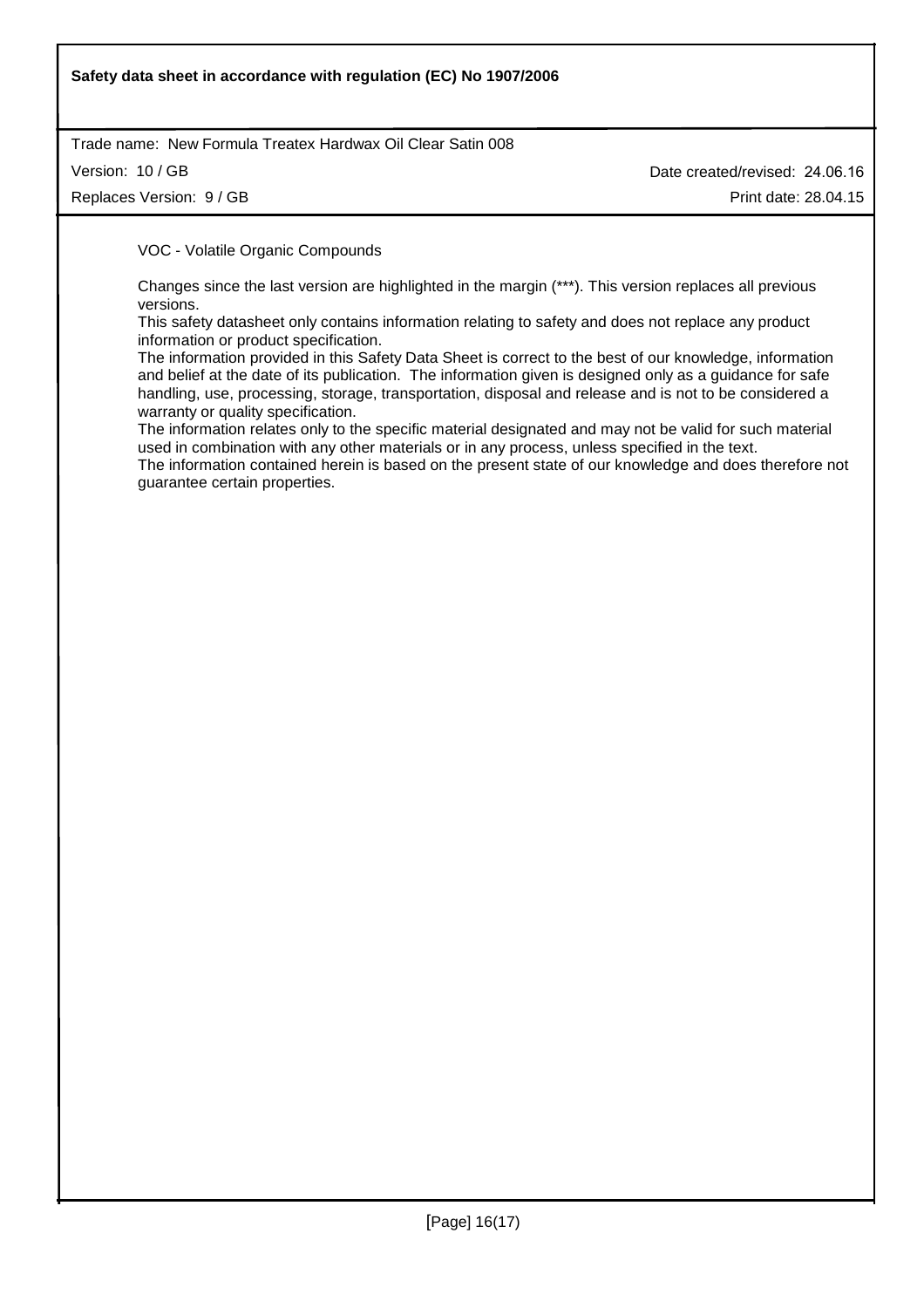VOC - Volatile Organic Compounds

Changes since the last version are highlighted in the margin (***). This version replaces all previous versions.
This safety datasheet only contains information relating to safety and does not replace any product information or product specification.
The information provided in this Safety Data Sheet is correct to the best of our knowledge, information and belief at the date of its publication. The information given is designed only as a guidance for safe handling, use, processing, storage, transportation, disposal and release and is not to be considered a warranty or quality specification.
The information relates only to the specific material designated and may not be valid for such material used in combination with any other materials or in any process, unless specified in the text.
The information contained herein is based on the present state of our knowledge and does therefore not guarantee certain properties.